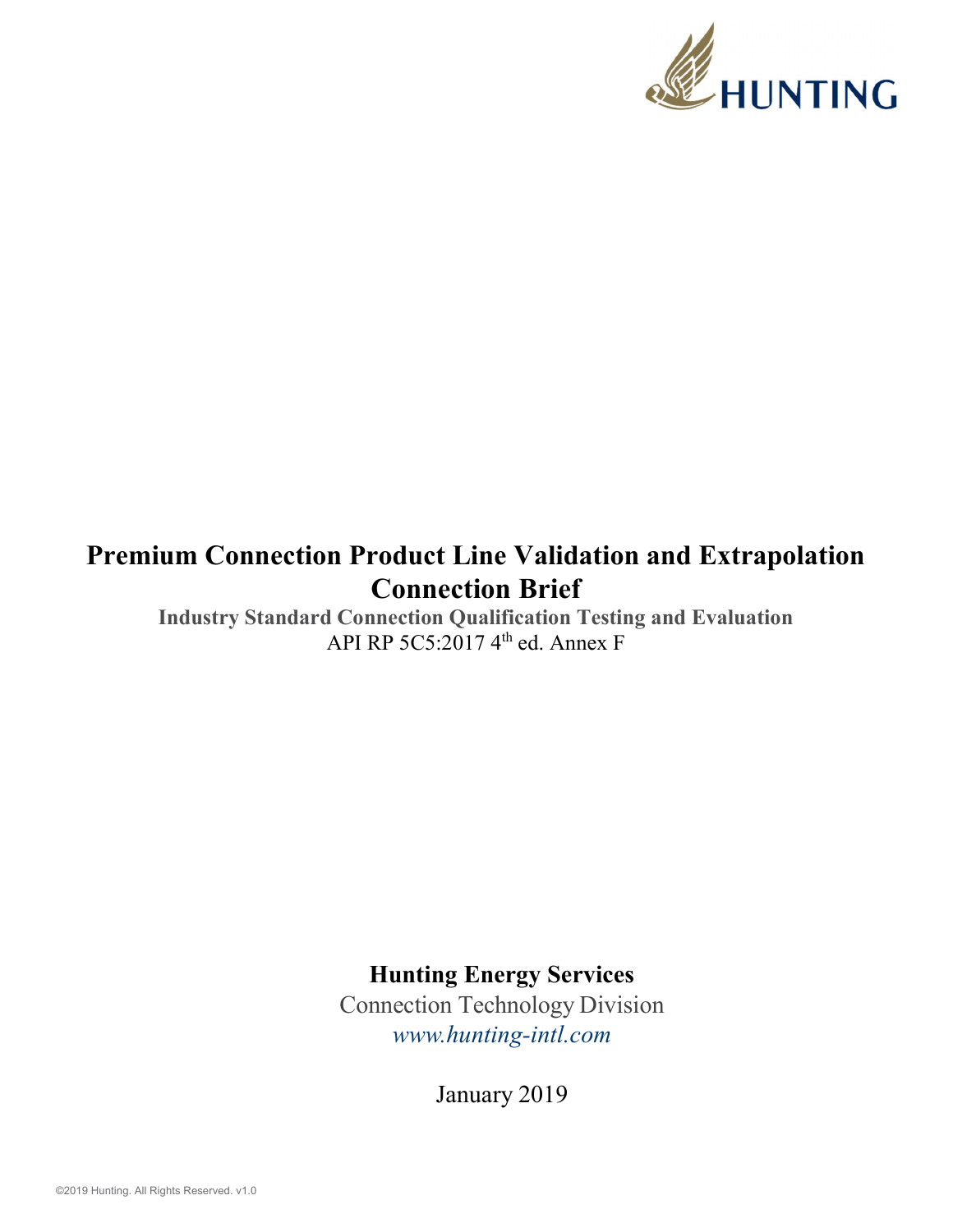HUNTING

# Premium Connection Product Line Validation and Extrapolation Connection Brief

**Industry Standard Connection Qualification Testing and Evaluation**

API RP 5C5:2017 4th ed. Annex F

**Hunting Energy Services**

Connection Technology Division

*www.hunting-intl.com*

January 2019

©2019 Hunting. All Rights Reserved. v1.0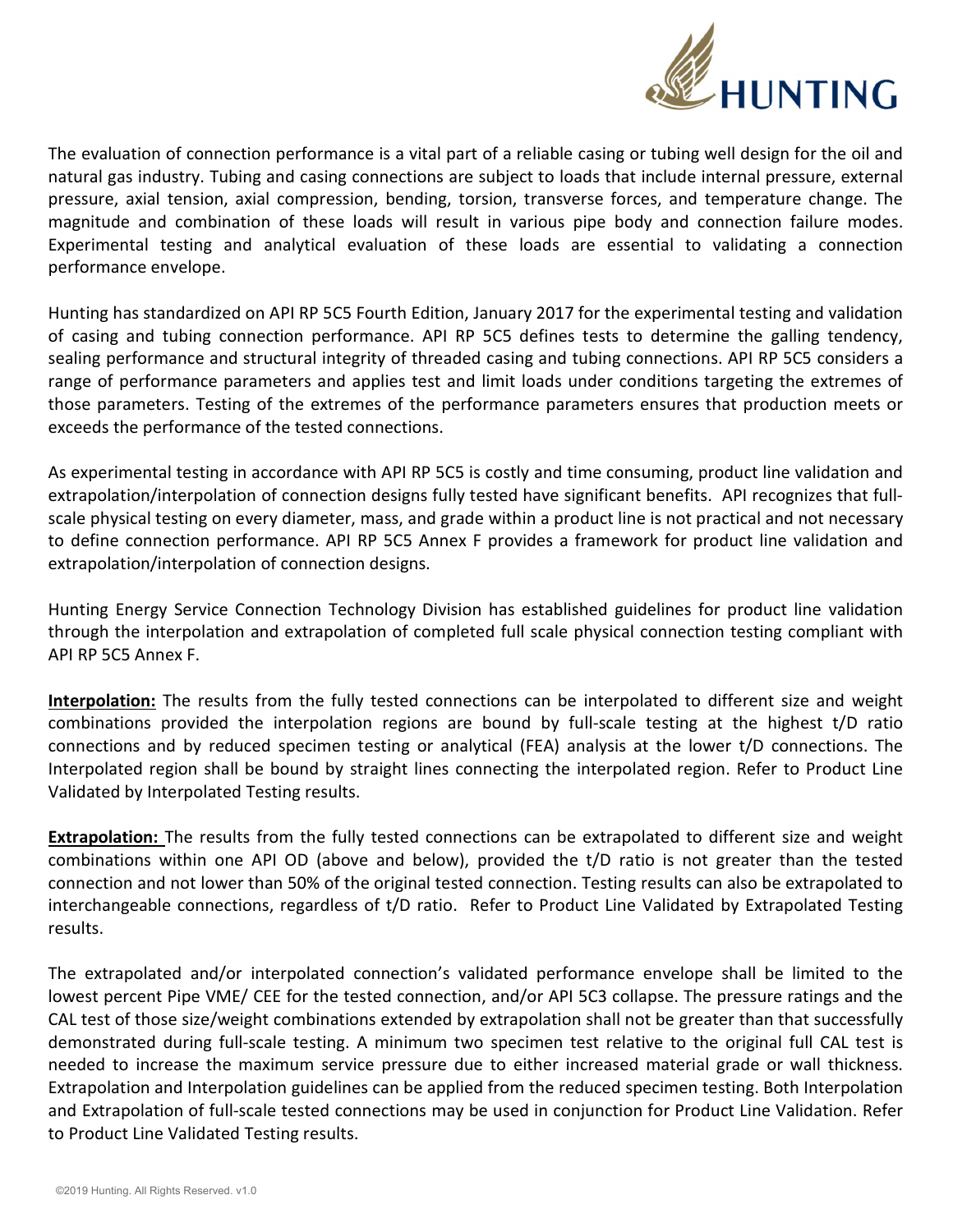The evaluation of connection performance is a vital part of a reliable casing or tubing well design for the oil and natural gas industry. Tubing and casing connections are subject to loads that include internal pressure, external pressure, axial tension, axial compression, bending, torsion, transverse forces, and temperature change. The magnitude and combination of these loads will result in various pipe body and connection failure modes. Experimental testing and analytical evaluation of these loads are essential to validating a connection performance envelope.

Hunting has standardized on API RP 5C5 Fourth Edition, January 2017 for the experimental testing and validation of casing and tubing connection performance. API RP 5C5 defines tests to determine the galling tendency, sealing performance and structural integrity of threaded casing and tubing connections. API RP 5C5 considers a range of performance parameters and applies test and limit loads under conditions targeting the extremes of those parameters. Testing of the extremes of the performance parameters ensures that production meets or exceeds the performance of the tested connections.

As experimental testing in accordance with API RP 5C5 is costly and time consuming, product line validation and extrapolation/interpolation of connection designs fully tested have significant benefits. API recognizes that full-scale physical testing on every diameter, mass, and grade within a product line is not practical and not necessary to define connection performance. API RP 5C5 Annex F provides a framework for product line validation and extrapolation/interpolation of connection designs.

Hunting Energy Service Connection Technology Division has established guidelines for product line validation through the interpolation and extrapolation of completed full scale physical connection testing compliant with API RP 5C5 Annex F.

**Interpolation:** The results from the fully tested connections can be interpolated to different size and weight combinations provided the interpolation regions are bound by full-scale testing at the highest t/D ratio connections and by reduced specimen testing or analytical (FEA) analysis at the lower t/D connections. The Interpolated region shall be bound by straight lines connecting the interpolated region. Refer to Product Line Validated by Interpolated Testing results.

**Extrapolation:** The results from the fully tested connections can be extrapolated to different size and weight combinations within one API OD (above and below), provided the t/D ratio is not greater than the tested connection and not lower than 50% of the original tested connection. Testing results can also be extrapolated to interchangeable connections, regardless of t/D ratio. Refer to Product Line Validated by Extrapolated Testing results.

The extrapolated and/or interpolated connection's validated performance envelope shall be limited to the lowest percent Pipe VME/ CEE for the tested connection, and/or API 5C3 collapse. The pressure ratings and the CAL test of those size/weight combinations extended by extrapolation shall not be greater than that successfully demonstrated during full-scale testing. A minimum two specimen test relative to the original full CAL test is needed to increase the maximum service pressure due to either increased material grade or wall thickness. Extrapolation and Interpolation guidelines can be applied from the reduced specimen testing. Both Interpolation and Extrapolation of full-scale tested connections may be used in conjunction for Product Line Validation. Refer to Product Line Validated Testing results.

©2019 Hunting. All Rights Reserved. v1.0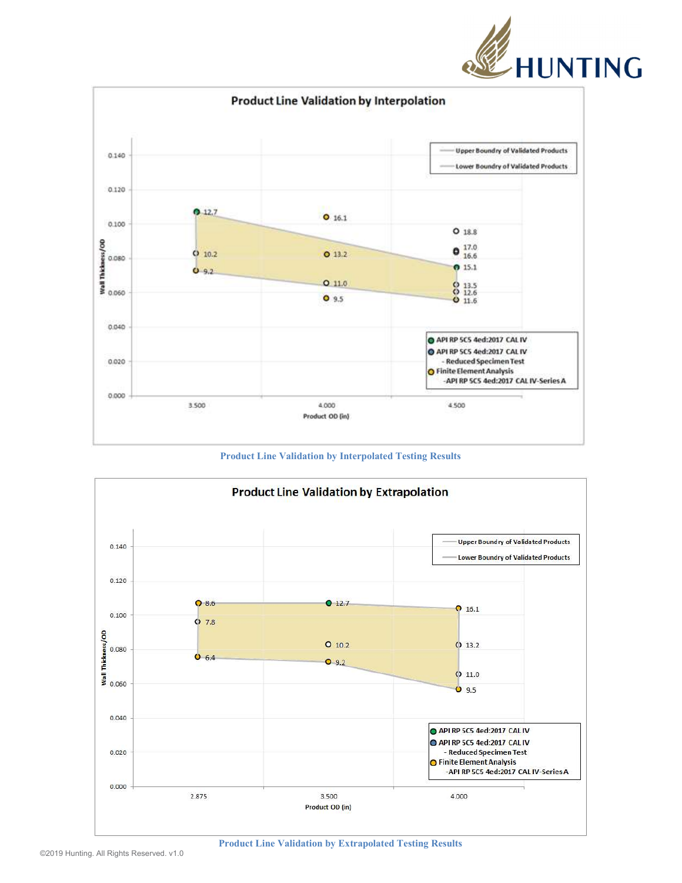**Product Line Validation by Interpolation**

Upper Boundry of Validated Products
Lower Boundry of Validated Products

Wall Thickness/OD

Product OD (in)

API RP 5C5 4ed:2017 CAL IV
API RP 5C5 4ed:2017 CAL IV - Reduced Specimen Test
Finite Element Analysis - API RP 5C5 4ed:2017 CAL IV-Series A

Product Line Validation by Interpolated Testing Results

**Product Line Validation by Extrapolation**

Upper Boundry of Validated Products
Lower Boundry of Validated Products

Wall Thickness/OD

Product OD (in)

API RP 5C5 4ed:2017 CAL IV
API RP 5C5 4ed:2017 CAL IV - Reduced Specimen Test
Finite Element Analysis - API RP 5C5 4ed:2017 CAL IV-Series A

Product Line Validation by Extrapolated Testing Results

©2019 Hunting. All Rights Reserved. v1.0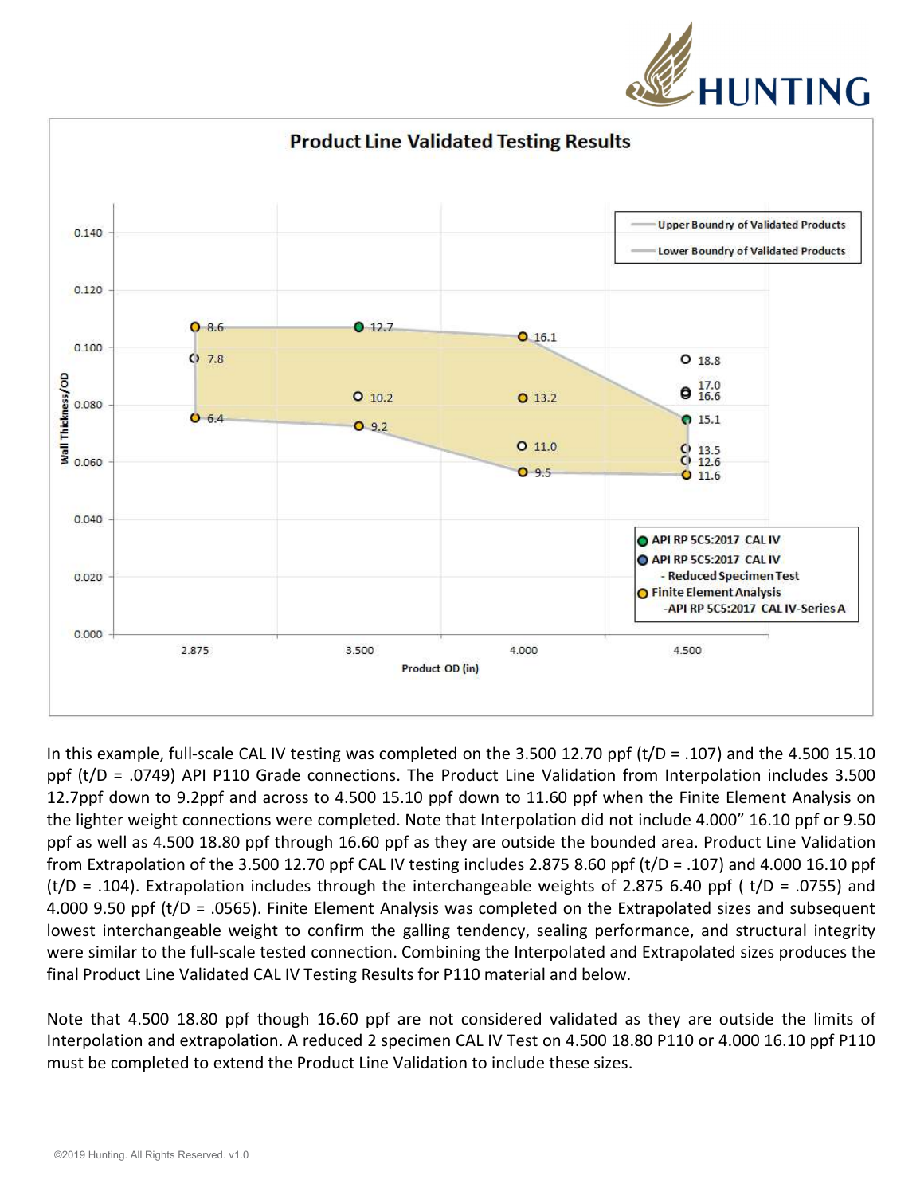HUNTING

## Product Line Validated Testing Results

Upper Boundry of Validated Products

Lower Boundry of Validated Products

Wall Thickness/OD

0.140
0.120
0.100
0.080
0.060
0.040
0.020
0.000

2.875
3.500
4.000
4.500

Product OD (in)

8.6
7.8
6.4
12.7
10.2
9.2
16.1
13.2
11.0
9.5
18.8
17.0
16.6
15.1
13.5
12.6
11.6

API RP 5C5:2017 CAL IV

API RP 5C5:2017 CAL IV - Reduced Specimen Test

Finite Element Analysis -API RP 5C5:2017 CAL IV-Series A

In this example, full-scale CAL IV testing was completed on the 3.500 12.70 ppf (t/D = .107) and the 4.500 15.10 ppf (t/D = .0749) API P110 Grade connections. The Product Line Validation from Interpolation includes 3.500 12.7ppf down to 9.2ppf and across to 4.500 15.10 ppf down to 11.60 ppf when the Finite Element Analysis on the lighter weight connections were completed. Note that Interpolation did not include 4.000" 16.10 ppf or 9.50 ppf as well as 4.500 18.80 ppf through 16.60 ppf as they are outside the bounded area. Product Line Validation from Extrapolation of the 3.500 12.70 ppf CAL IV testing includes 2.875 8.60 ppf (t/D = .107) and 4.000 16.10 ppf (t/D = .104). Extrapolation includes through the interchangeable weights of 2.875 6.40 ppf ( t/D = .0755) and 4.000 9.50 ppf (t/D = .0565). Finite Element Analysis was completed on the Extrapolated sizes and subsequent lowest interchangeable weight to confirm the galling tendency, sealing performance, and structural integrity were similar to the full-scale tested connection. Combining the Interpolated and Extrapolated sizes produces the final Product Line Validated CAL IV Testing Results for P110 material and below.

Note that 4.500 18.80 ppf though 16.60 ppf are not considered validated as they are outside the limits of Interpolation and extrapolation. A reduced 2 specimen CAL IV Test on 4.500 18.80 P110 or 4.000 16.10 ppf P110 must be completed to extend the Product Line Validation to include these sizes.

©2019 Hunting. All Rights Reserved. v1.0